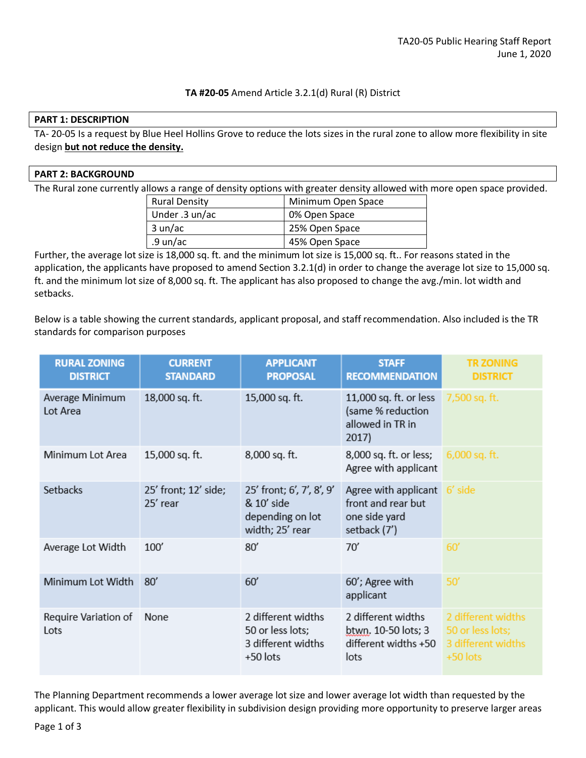TA20-05 Public Hearing Staff Report
June 1, 2020

**TA #20-05** Amend Article 3.2.1(d) Rural (R) District

## PART 1: DESCRIPTION

TA- 20-05 Is a request by Blue Heel Hollins Grove to reduce the lots sizes in the rural zone to allow more flexibility in site design **but not reduce the density.**

## PART 2: BACKGROUND

The Rural zone currently allows a range of density options with greater density allowed with more open space provided.

| Rural Density | Minimum Open Space |
|---|---|
| Under .3 un/ac | 0% Open Space |
| 3 un/ac | 25% Open Space |
| .9 un/ac | 45% Open Space |

Further, the average lot size is 18,000 sq. ft. and the minimum lot size is 15,000 sq. ft.. For reasons stated in the application, the applicants have proposed to amend Section 3.2.1(d) in order to change the average lot size to 15,000 sq. ft. and the minimum lot size of 8,000 sq. ft. The applicant has also proposed to change the avg./min. lot width and setbacks.

Below is a table showing the current standards, applicant proposal, and staff recommendation. Also included is the TR standards for comparison purposes

| RURAL ZONING DISTRICT | CURRENT STANDARD | APPLICANT PROPOSAL | STAFF RECOMMENDATION | TR ZONING DISTRICT |
|---|---|---|---|---|
| Average Minimum Lot Area | 18,000 sq. ft. | 15,000 sq. ft. | 11,000 sq. ft. or less (same % reduction allowed in TR in 2017) | 7,500 sq. ft. |
| Minimum Lot Area | 15,000 sq. ft. | 8,000 sq. ft. | 8,000 sq. ft. or less; Agree with applicant | 6,000 sq. ft. |
| Setbacks | 25' front; 12' side; 25' rear | 25' front; 6', 7', 8', 9' & 10' side depending on lot width; 25' rear | Agree with applicant front and rear but one side yard setback (7') | 6' side |
| Average Lot Width | 100' | 80' | 70' | 60' |
| Minimum Lot Width | 80' | 60' | 60'; Agree with applicant | 50' |
| Require Variation of Lots | None | 2 different widths 50 or less lots; 3 different widths +50 lots | 2 different widths btwn. 10-50 lots; 3 different widths +50 lots | 2 different widths 50 or less lots; 3 different widths +50 lots |

The Planning Department recommends a lower average lot size and lower average lot width than requested by the applicant. This would allow greater flexibility in subdivision design providing more opportunity to preserve larger areas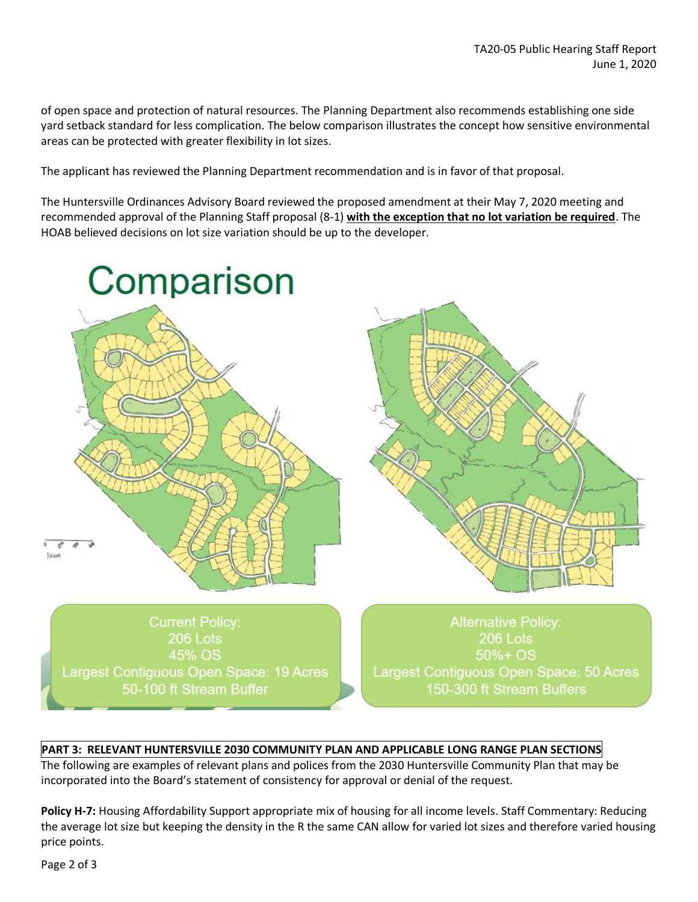of open space and protection of natural resources. The Planning Department also recommends establishing one side yard setback standard for less complication. The below comparison illustrates the concept how sensitive environmental areas can be protected with greater flexibility in lot sizes.

The applicant has reviewed the Planning Department recommendation and is in favor of that proposal.

The Huntersville Ordinances Advisory Board reviewed the proposed amendment at their May 7, 2020 meeting and recommended approval of the Planning Staff proposal (8-1) **with the exception that no lot variation be required**. The HOAB believed decisions on lot size variation should be up to the developer.

## Comparison

| Current Policy | Alternative Policy |
|---|---|
| 206 Lots | 206 Lots |
| 45% OS | 50%+ OS |
| Largest Contiguous Open Space: 19 Acres | Largest Contiguous Open Space: 50 Acres |
| 50-100 ft Stream Buffer | 150-300 ft Stream Buffers |

**PART 3: RELEVANT HUNTERSVILLE 2030 COMMUNITY PLAN AND APPLICABLE LONG RANGE PLAN SECTIONS**

The following are examples of relevant plans and polices from the 2030 Huntersville Community Plan that may be incorporated into the Board's statement of consistency for approval or denial of the request.

**Policy H-7:** Housing Affordability Support appropriate mix of housing for all income levels. Staff Commentary: Reducing the average lot size but keeping the density in the R the same CAN allow for varied lot sizes and therefore varied housing price points.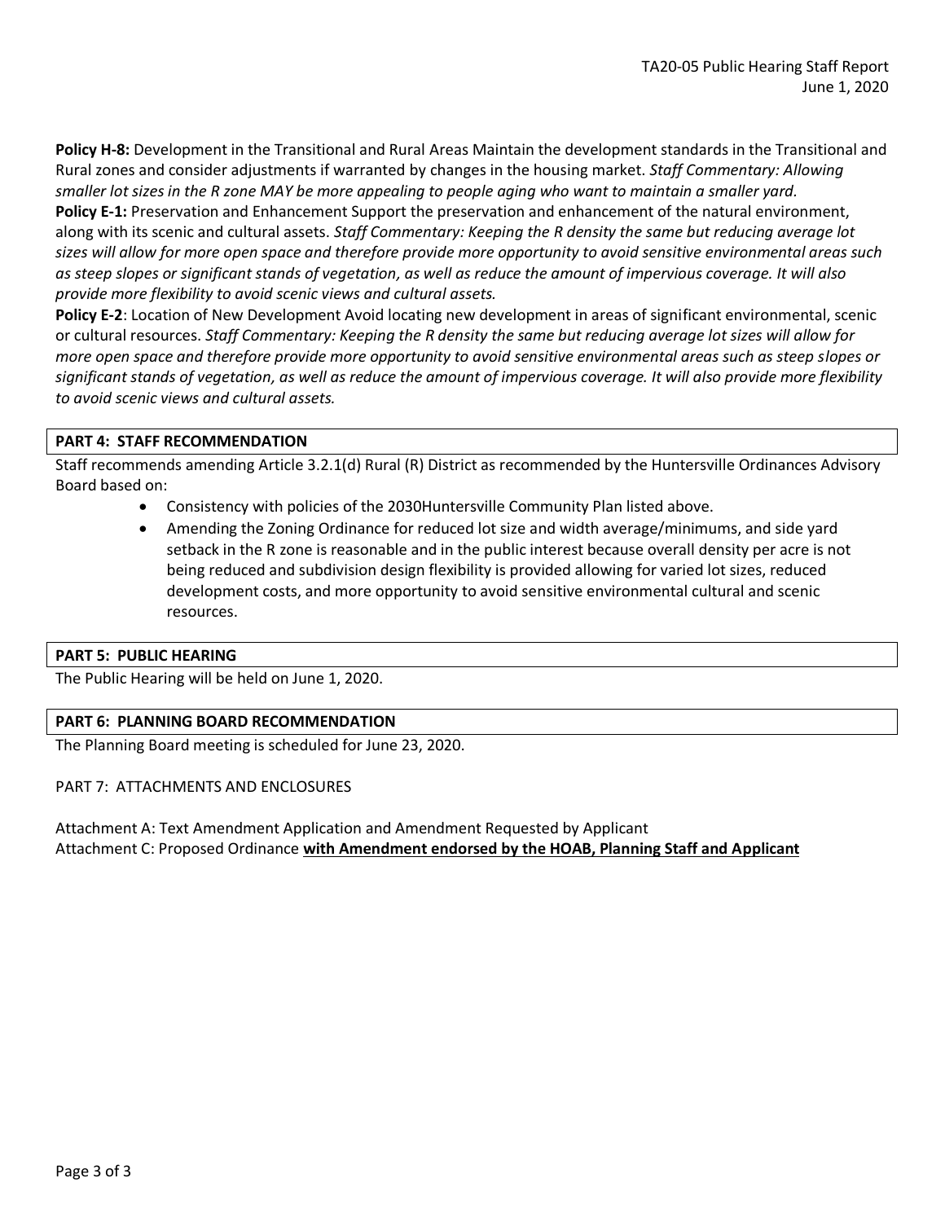**Policy H-8:** Development in the Transitional and Rural Areas Maintain the development standards in the Transitional and Rural zones and consider adjustments if warranted by changes in the housing market. *Staff Commentary: Allowing smaller lot sizes in the R zone MAY be more appealing to people aging who want to maintain a smaller yard.*

**Policy E-1:** Preservation and Enhancement Support the preservation and enhancement of the natural environment, along with its scenic and cultural assets. *Staff Commentary: Keeping the R density the same but reducing average lot sizes will allow for more open space and therefore provide more opportunity to avoid sensitive environmental areas such as steep slopes or significant stands of vegetation, as well as reduce the amount of impervious coverage. It will also provide more flexibility to avoid scenic views and cultural assets.*

**Policy E-2**: Location of New Development Avoid locating new development in areas of significant environmental, scenic or cultural resources. *Staff Commentary: Keeping the R density the same but reducing average lot sizes will allow for more open space and therefore provide more opportunity to avoid sensitive environmental areas such as steep slopes or significant stands of vegetation, as well as reduce the amount of impervious coverage. It will also provide more flexibility to avoid scenic views and cultural assets.*

## PART 4: STAFF RECOMMENDATION

Staff recommends amending Article 3.2.1(d) Rural (R) District as recommended by the Huntersville Ordinances Advisory Board based on:

- Consistency with policies of the 2030Huntersville Community Plan listed above.
- Amending the Zoning Ordinance for reduced lot size and width average/minimums, and side yard setback in the R zone is reasonable and in the public interest because overall density per acre is not being reduced and subdivision design flexibility is provided allowing for varied lot sizes, reduced development costs, and more opportunity to avoid sensitive environmental cultural and scenic resources.

## PART 5: PUBLIC HEARING

The Public Hearing will be held on June 1, 2020.

## PART 6: PLANNING BOARD RECOMMENDATION

The Planning Board meeting is scheduled for June 23, 2020.

PART 7: ATTACHMENTS AND ENCLOSURES

Attachment A: Text Amendment Application and Amendment Requested by Applicant
Attachment C: Proposed Ordinance **with Amendment endorsed by the HOAB, Planning Staff and Applicant**